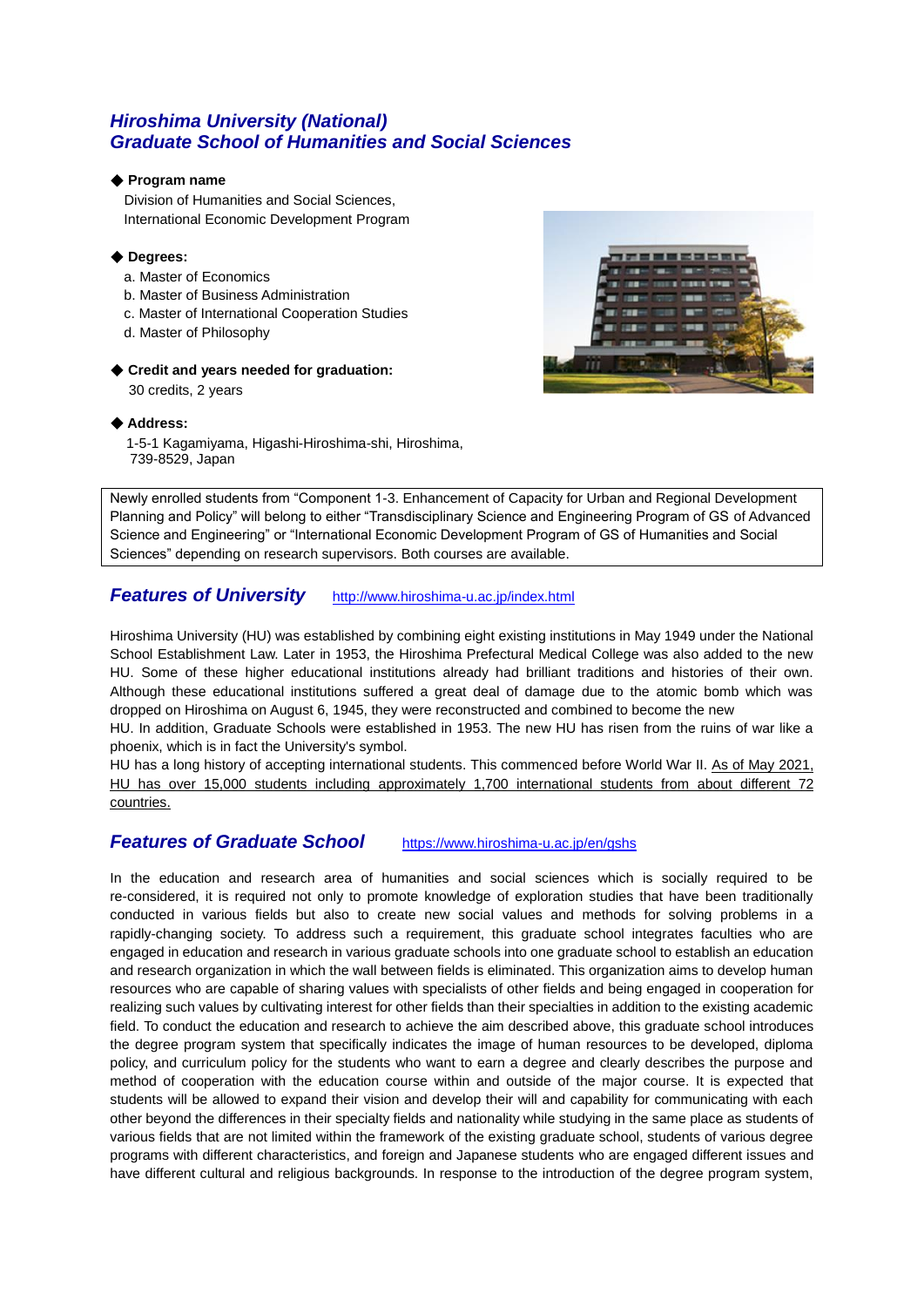# *Hiroshima University (National)*
# *Graduate School of Humanities and Social Sciences*

◆ **Program name**

Division of Humanities and Social Sciences,
International Economic Development Program

◆ **Degrees:**

a. Master of Economics
b. Master of Business Administration
c. Master of International Cooperation Studies
d. Master of Philosophy

◆ **Credit and years needed for graduation:**

30 credits, 2 years

◆ **Address:**

1-5-1 Kagamiyama, Higashi-Hiroshima-shi, Hiroshima,
739-8529, Japan

> Newly enrolled students from "Component 1-3. Enhancement of Capacity for Urban and Regional Development Planning and Policy" will belong to either "Transdisciplinary Science and Engineering Program of GS of Advanced Science and Engineering" or "International Economic Development Program of GS of Humanities and Social Sciences" depending on research supervisors. Both courses are available.

## *Features of University* http://www.hiroshima-u.ac.jp/index.html

Hiroshima University (HU) was established by combining eight existing institutions in May 1949 under the National School Establishment Law. Later in 1953, the Hiroshima Prefectural Medical College was also added to the new HU. Some of these higher educational institutions already had brilliant traditions and histories of their own. Although these educational institutions suffered a great deal of damage due to the atomic bomb which was dropped on Hiroshima on August 6, 1945, they were reconstructed and combined to become the new HU. In addition, Graduate Schools were established in 1953. The new HU has risen from the ruins of war like a phoenix, which is in fact the University's symbol.

HU has a long history of accepting international students. This commenced before World War II. As of May 2021, HU has over 15,000 students including approximately 1,700 international students from about different 72 countries.

## *Features of Graduate School* https://www.hiroshima-u.ac.jp/en/gshs

In the education and research area of humanities and social sciences which is socially required to be re-considered, it is required not only to promote knowledge of exploration studies that have been traditionally conducted in various fields but also to create new social values and methods for solving problems in a rapidly-changing society. To address such a requirement, this graduate school integrates faculties who are engaged in education and research in various graduate schools into one graduate school to establish an education and research organization in which the wall between fields is eliminated. This organization aims to develop human resources who are capable of sharing values with specialists of other fields and being engaged in cooperation for realizing such values by cultivating interest for other fields than their specialties in addition to the existing academic field. To conduct the education and research to achieve the aim described above, this graduate school introduces the degree program system that specifically indicates the image of human resources to be developed, diploma policy, and curriculum policy for the students who want to earn a degree and clearly describes the purpose and method of cooperation with the education course within and outside of the major course. It is expected that students will be allowed to expand their vision and develop their will and capability for communicating with each other beyond the differences in their specialty fields and nationality while studying in the same place as students of various fields that are not limited within the framework of the existing graduate school, students of various degree programs with different characteristics, and foreign and Japanese students who are engaged different issues and have different cultural and religious backgrounds. In response to the introduction of the degree program system,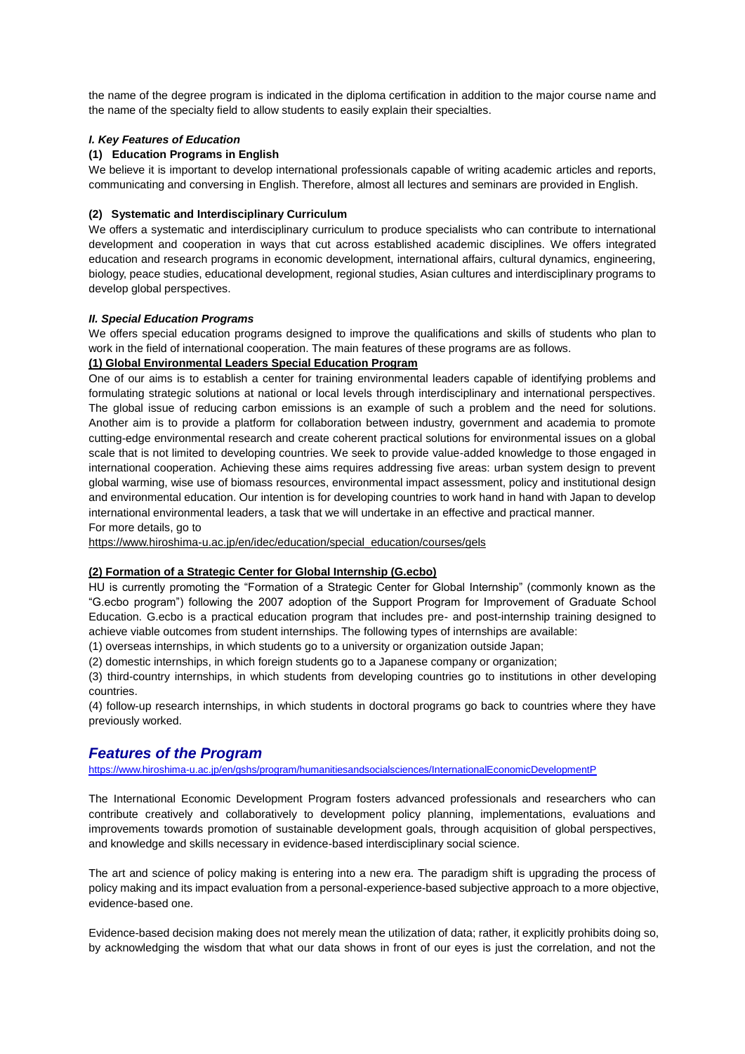the name of the degree program is indicated in the diploma certification in addition to the major course name and the name of the specialty field to allow students to easily explain their specialties.

### *I. Key Features of Education*

#### (1) Education Programs in English

We believe it is important to develop international professionals capable of writing academic articles and reports, communicating and conversing in English. Therefore, almost all lectures and seminars are provided in English.

#### (2) Systematic and Interdisciplinary Curriculum

We offers a systematic and interdisciplinary curriculum to produce specialists who can contribute to international development and cooperation in ways that cut across established academic disciplines. We offers integrated education and research programs in economic development, international affairs, cultural dynamics, engineering, biology, peace studies, educational development, regional studies, Asian cultures and interdisciplinary programs to develop global perspectives.

### *II. Special Education Programs*

We offers special education programs designed to improve the qualifications and skills of students who plan to work in the field of international cooperation. The main features of these programs are as follows.

#### (1) Global Environmental Leaders Special Education Program

One of our aims is to establish a center for training environmental leaders capable of identifying problems and formulating strategic solutions at national or local levels through interdisciplinary and international perspectives. The global issue of reducing carbon emissions is an example of such a problem and the need for solutions. Another aim is to provide a platform for collaboration between industry, government and academia to promote cutting-edge environmental research and create coherent practical solutions for environmental issues on a global scale that is not limited to developing countries. We seek to provide value-added knowledge to those engaged in international cooperation. Achieving these aims requires addressing five areas: urban system design to prevent global warming, wise use of biomass resources, environmental impact assessment, policy and institutional design and environmental education. Our intention is for developing countries to work hand in hand with Japan to develop international environmental leaders, a task that we will undertake in an effective and practical manner.

For more details, go to

https://www.hiroshima-u.ac.jp/en/idec/education/special_education/courses/gels

#### (2) Formation of a Strategic Center for Global Internship (G.ecbo)

HU is currently promoting the "Formation of a Strategic Center for Global Internship" (commonly known as the "G.ecbo program") following the 2007 adoption of the Support Program for Improvement of Graduate School Education. G.ecbo is a practical education program that includes pre- and post-internship training designed to achieve viable outcomes from student internships. The following types of internships are available:

(1) overseas internships, in which students go to a university or organization outside Japan;

(2) domestic internships, in which foreign students go to a Japanese company or organization;

(3) third-country internships, in which students from developing countries go to institutions in other developing countries.

(4) follow-up research internships, in which students in doctoral programs go back to countries where they have previously worked.

## *Features of the Program*

https://www.hiroshima-u.ac.jp/en/gshs/program/humanitiesandsocialsciences/InternationalEconomicDevelopmentP

The International Economic Development Program fosters advanced professionals and researchers who can contribute creatively and collaboratively to development policy planning, implementations, evaluations and improvements towards promotion of sustainable development goals, through acquisition of global perspectives, and knowledge and skills necessary in evidence-based interdisciplinary social science.

The art and science of policy making is entering into a new era. The paradigm shift is upgrading the process of policy making and its impact evaluation from a personal-experience-based subjective approach to a more objective, evidence-based one.

Evidence-based decision making does not merely mean the utilization of data; rather, it explicitly prohibits doing so, by acknowledging the wisdom that what our data shows in front of our eyes is just the correlation, and not the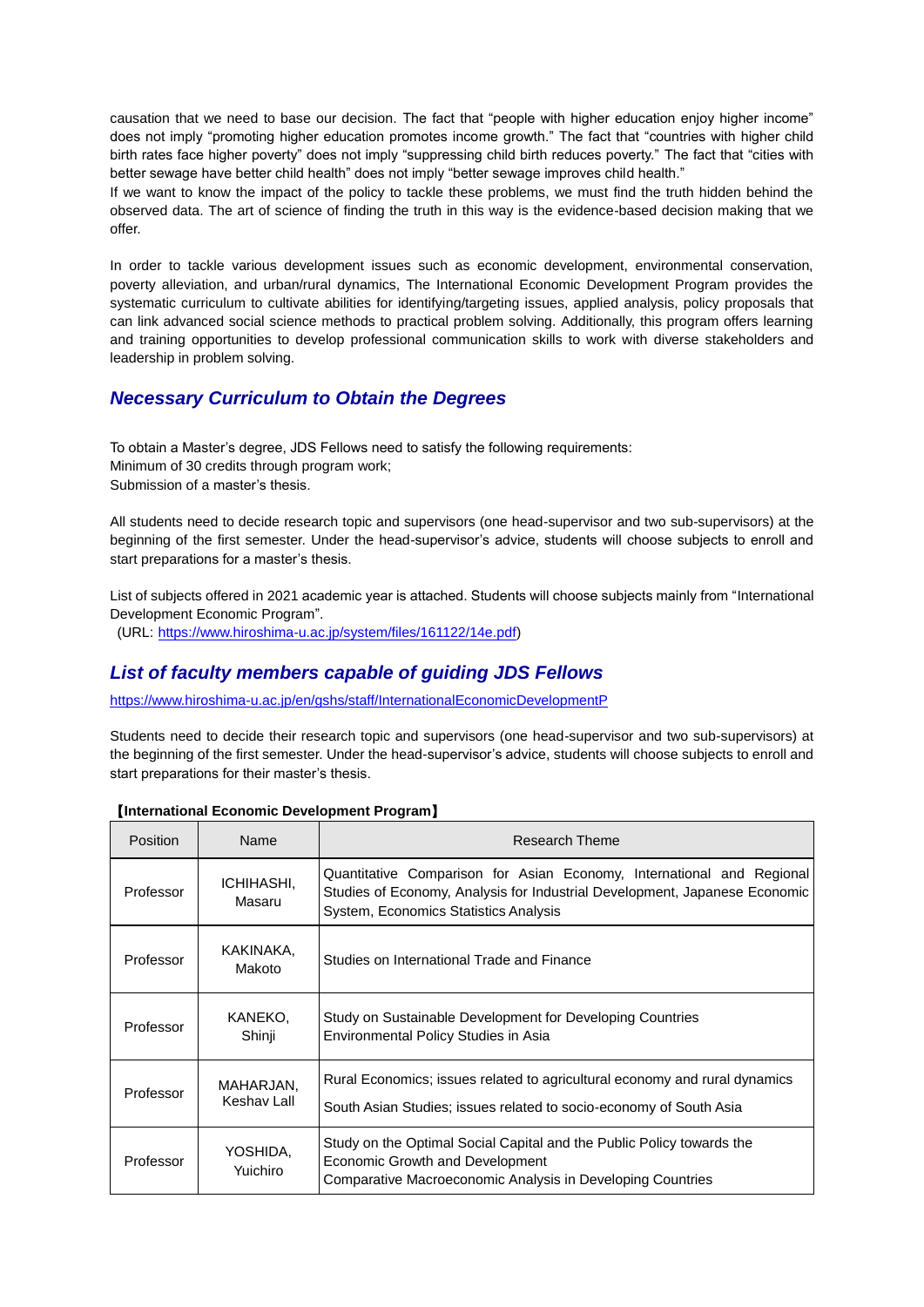causation that we need to base our decision. The fact that "people with higher education enjoy higher income" does not imply "promoting higher education promotes income growth." The fact that "countries with higher child birth rates face higher poverty" does not imply "suppressing child birth reduces poverty." The fact that "cities with better sewage have better child health" does not imply "better sewage improves child health."
If we want to know the impact of the policy to tackle these problems, we must find the truth hidden behind the observed data. The art of science of finding the truth in this way is the evidence-based decision making that we offer.

In order to tackle various development issues such as economic development, environmental conservation, poverty alleviation, and urban/rural dynamics, The International Economic Development Program provides the systematic curriculum to cultivate abilities for identifying/targeting issues, applied analysis, policy proposals that can link advanced social science methods to practical problem solving. Additionally, this program offers learning and training opportunities to develop professional communication skills to work with diverse stakeholders and leadership in problem solving.

## *Necessary Curriculum to Obtain the Degrees*

To obtain a Master's degree, JDS Fellows need to satisfy the following requirements:
Minimum of 30 credits through program work;
Submission of a master's thesis.

All students need to decide research topic and supervisors (one head-supervisor and two sub-supervisors) at the beginning of the first semester. Under the head-supervisor's advice, students will choose subjects to enroll and start preparations for a master's thesis.

List of subjects offered in 2021 academic year is attached. Students will choose subjects mainly from "International Development Economic Program".
(URL: https://www.hiroshima-u.ac.jp/system/files/161122/14e.pdf)

## *List of faculty members capable of guiding JDS Fellows*

https://www.hiroshima-u.ac.jp/en/gshs/staff/InternationalEconomicDevelopmentP

Students need to decide their research topic and supervisors (one head-supervisor and two sub-supervisors) at the beginning of the first semester. Under the head-supervisor's advice, students will choose subjects to enroll and start preparations for their master's thesis.

**【International Economic Development Program】**

| Position | Name | Research Theme |
|---|---|---|
| Professor | ICHIHASHI, Masaru | Quantitative Comparison for Asian Economy, International and Regional Studies of Economy, Analysis for Industrial Development, Japanese Economic System, Economics Statistics Analysis |
| Professor | KAKINAKA, Makoto | Studies on International Trade and Finance |
| Professor | KANEKO, Shinji | Study on Sustainable Development for Developing Countries<br>Environmental Policy Studies in Asia |
| Professor | MAHARJAN, Keshav Lall | Rural Economics; issues related to agricultural economy and rural dynamics<br>South Asian Studies; issues related to socio-economy of South Asia |
| Professor | YOSHIDA, Yuichiro | Study on the Optimal Social Capital and the Public Policy towards the Economic Growth and Development<br>Comparative Macroeconomic Analysis in Developing Countries |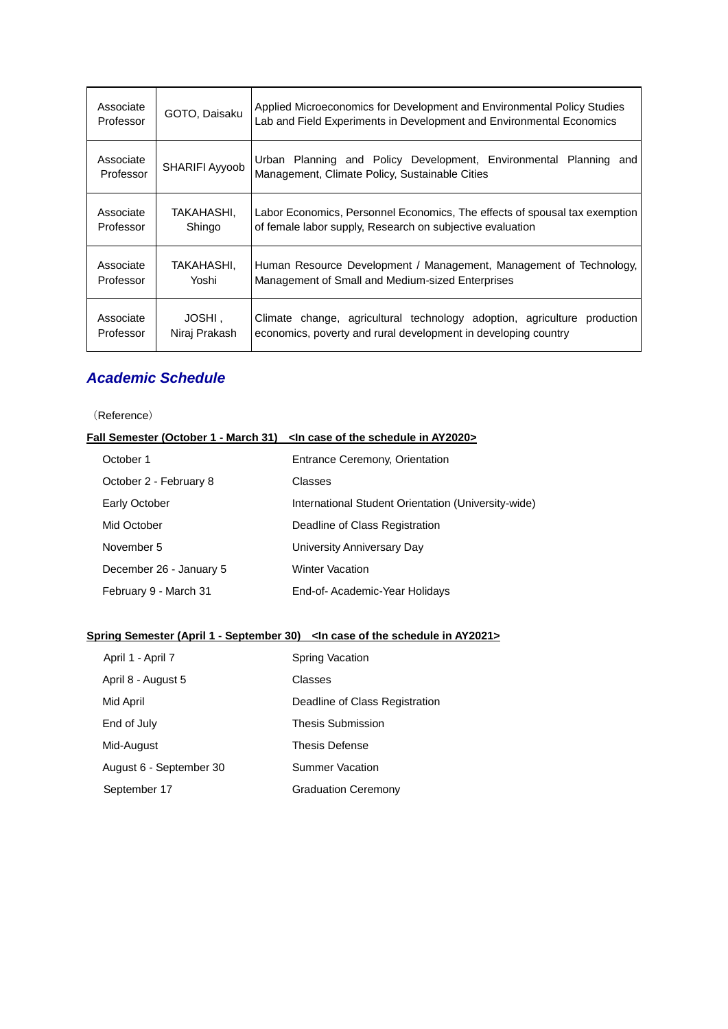| Associate Professor | GOTO, Daisaku | Applied Microeconomics for Development and Environmental Policy Studies Lab and Field Experiments in Development and Environmental Economics |
|---|---|---|
| Associate Professor | SHARIFI Ayyoob | Urban Planning and Policy Development, Environmental Planning and Management, Climate Policy, Sustainable Cities |
| Associate Professor | TAKAHASHI, Shingo | Labor Economics, Personnel Economics, The effects of spousal tax exemption of female labor supply, Research on subjective evaluation |
| Associate Professor | TAKAHASHI, Yoshi | Human Resource Development / Management, Management of Technology, Management of Small and Medium-sized Enterprises |
| Associate Professor | JOSHI , Niraj Prakash | Climate change, agricultural technology adoption, agriculture production economics, poverty and rural development in developing country |

## *Academic Schedule*

（Reference）

**Fall Semester (October 1 - March 31) <In case of the schedule in AY2020>**

| | |
|---|---|
| October 1 | Entrance Ceremony, Orientation |
| October 2 - February 8 | Classes |
| Early October | International Student Orientation (University-wide) |
| Mid October | Deadline of Class Registration |
| November 5 | University Anniversary Day |
| December 26 - January 5 | Winter Vacation |
| February 9 - March 31 | End-of- Academic-Year Holidays |

**Spring Semester (April 1 - September 30) <In case of the schedule in AY2021>**

| | |
|---|---|
| April 1 - April 7 | Spring Vacation |
| April 8 - August 5 | Classes |
| Mid April | Deadline of Class Registration |
| End of July | Thesis Submission |
| Mid-August | Thesis Defense |
| August 6 - September 30 | Summer Vacation |
| September 17 | Graduation Ceremony |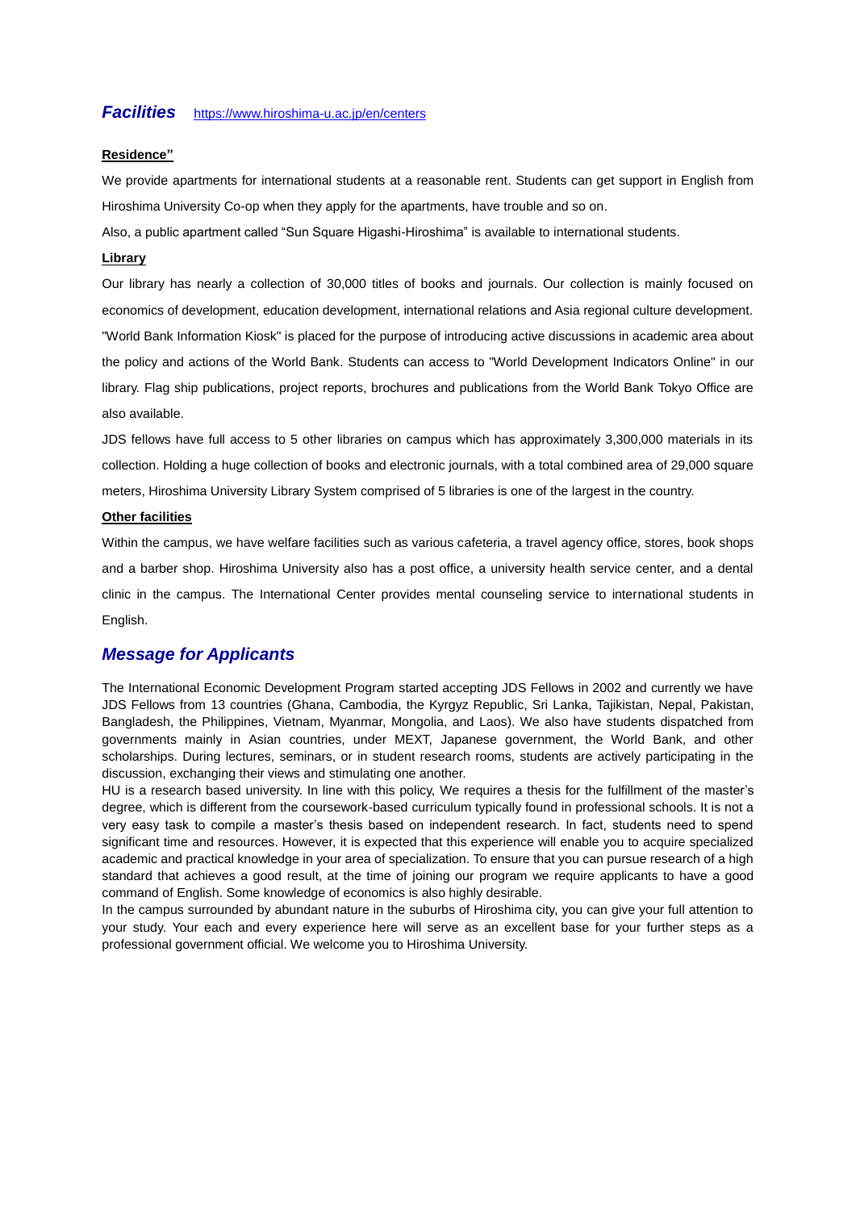## Facilities [https://www.hiroshima-u.ac.jp/en/centers](https://www.hiroshima-u.ac.jp/en/centers)

**Residence"**

We provide apartments for international students at a reasonable rent. Students can get support in English from Hiroshima University Co-op when they apply for the apartments, have trouble and so on.

Also, a public apartment called "Sun Square Higashi-Hiroshima" is available to international students.

**Library**

Our library has nearly a collection of 30,000 titles of books and journals. Our collection is mainly focused on economics of development, education development, international relations and Asia regional culture development. "World Bank Information Kiosk" is placed for the purpose of introducing active discussions in academic area about the policy and actions of the World Bank. Students can access to "World Development Indicators Online" in our library. Flag ship publications, project reports, brochures and publications from the World Bank Tokyo Office are also available.

JDS fellows have full access to 5 other libraries on campus which has approximately 3,300,000 materials in its collection. Holding a huge collection of books and electronic journals, with a total combined area of 29,000 square meters, Hiroshima University Library System comprised of 5 libraries is one of the largest in the country.

**Other facilities**

Within the campus, we have welfare facilities such as various cafeteria, a travel agency office, stores, book shops and a barber shop. Hiroshima University also has a post office, a university health service center, and a dental clinic in the campus. The International Center provides mental counseling service to international students in English.

## Message for Applicants

The International Economic Development Program started accepting JDS Fellows in 2002 and currently we have JDS Fellows from 13 countries (Ghana, Cambodia, the Kyrgyz Republic, Sri Lanka, Tajikistan, Nepal, Pakistan, Bangladesh, the Philippines, Vietnam, Myanmar, Mongolia, and Laos). We also have students dispatched from governments mainly in Asian countries, under MEXT, Japanese government, the World Bank, and other scholarships. During lectures, seminars, or in student research rooms, students are actively participating in the discussion, exchanging their views and stimulating one another.

HU is a research based university. In line with this policy, We requires a thesis for the fulfillment of the master's degree, which is different from the coursework-based curriculum typically found in professional schools. It is not a very easy task to compile a master's thesis based on independent research. In fact, students need to spend significant time and resources. However, it is expected that this experience will enable you to acquire specialized academic and practical knowledge in your area of specialization. To ensure that you can pursue research of a high standard that achieves a good result, at the time of joining our program we require applicants to have a good command of English. Some knowledge of economics is also highly desirable.

In the campus surrounded by abundant nature in the suburbs of Hiroshima city, you can give your full attention to your study. Your each and every experience here will serve as an excellent base for your further steps as a professional government official. We welcome you to Hiroshima University.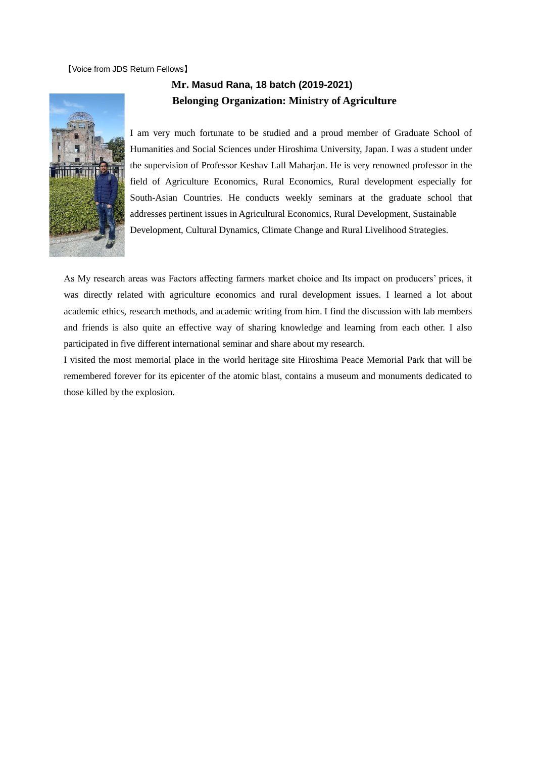【Voice from JDS Return Fellows】

**Mr. Masud Rana, 18 batch (2019-2021)**

**Belonging Organization: Ministry of Agriculture**

I am very much fortunate to be studied and a proud member of Graduate School of Humanities and Social Sciences under Hiroshima University, Japan. I was a student under the supervision of Professor Keshav Lall Maharjan. He is very renowned professor in the field of Agriculture Economics, Rural Economics, Rural development especially for South-Asian Countries. He conducts weekly seminars at the graduate school that addresses pertinent issues in Agricultural Economics, Rural Development, Sustainable Development, Cultural Dynamics, Climate Change and Rural Livelihood Strategies.

As My research areas was Factors affecting farmers market choice and Its impact on producers' prices, it was directly related with agriculture economics and rural development issues. I learned a lot about academic ethics, research methods, and academic writing from him. I find the discussion with lab members and friends is also quite an effective way of sharing knowledge and learning from each other. I also participated in five different international seminar and share about my research.

I visited the most memorial place in the world heritage site Hiroshima Peace Memorial Park that will be remembered forever for its epicenter of the atomic blast, contains a museum and monuments dedicated to those killed by the explosion.